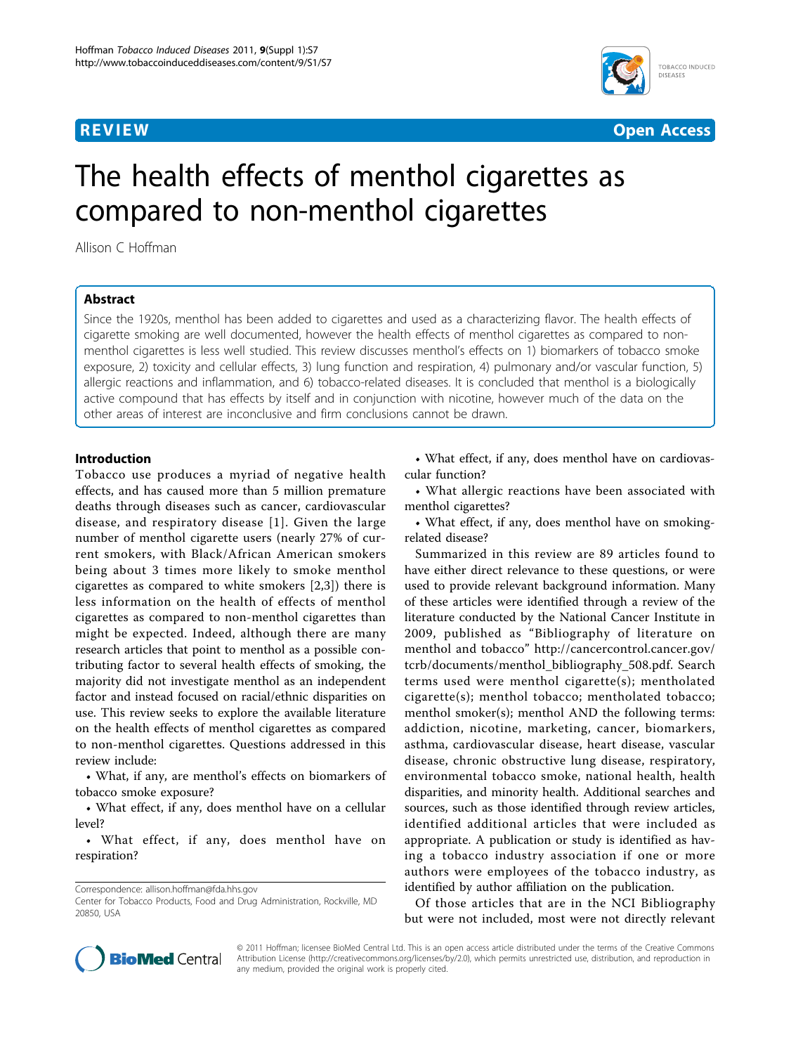**REVIEW** **Open Access**

# The health effects of menthol cigarettes as compared to non-menthol cigarettes

Allison C Hoffman

## Abstract

Since the 1920s, menthol has been added to cigarettes and used as a characterizing flavor. The health effects of cigarette smoking are well documented, however the health effects of menthol cigarettes as compared to non-menthol cigarettes is less well studied. This review discusses menthol's effects on 1) biomarkers of tobacco smoke exposure, 2) toxicity and cellular effects, 3) lung function and respiration, 4) pulmonary and/or vascular function, 5) allergic reactions and inflammation, and 6) tobacco-related diseases. It is concluded that menthol is a biologically active compound that has effects by itself and in conjunction with nicotine, however much of the data on the other areas of interest are inconclusive and firm conclusions cannot be drawn.

## Introduction

Tobacco use produces a myriad of negative health effects, and has caused more than 5 million premature deaths through diseases such as cancer, cardiovascular disease, and respiratory disease [1]. Given the large number of menthol cigarette users (nearly 27% of current smokers, with Black/African American smokers being about 3 times more likely to smoke menthol cigarettes as compared to white smokers [2,3]) there is less information on the health of effects of menthol cigarettes as compared to non-menthol cigarettes than might be expected. Indeed, although there are many research articles that point to menthol as a possible contributing factor to several health effects of smoking, the majority did not investigate menthol as an independent factor and instead focused on racial/ethnic disparities on use. This review seeks to explore the available literature on the health effects of menthol cigarettes as compared to non-menthol cigarettes. Questions addressed in this review include:

- What, if any, are menthol's effects on biomarkers of tobacco smoke exposure?
- What effect, if any, does menthol have on a cellular level?
- What effect, if any, does menthol have on respiration?
- What effect, if any, does menthol have on cardiovascular function?
- What allergic reactions have been associated with menthol cigarettes?
- What effect, if any, does menthol have on smoking-related disease?

Summarized in this review are 89 articles found to have either direct relevance to these questions, or were used to provide relevant background information. Many of these articles were identified through a review of the literature conducted by the National Cancer Institute in 2009, published as "Bibliography of literature on menthol and tobacco" http://cancercontrol.cancer.gov/tcrb/documents/menthol_bibliography_508.pdf. Search terms used were menthol cigarette(s); mentholated cigarette(s); menthol tobacco; mentholated tobacco; menthol smoker(s); menthol AND the following terms: addiction, nicotine, marketing, cancer, biomarkers, asthma, cardiovascular disease, heart disease, vascular disease, chronic obstructive lung disease, respiratory, environmental tobacco smoke, national health, health disparities, and minority health. Additional searches and sources, such as those identified through review articles, identified additional articles that were included as appropriate. A publication or study is identified as having a tobacco industry association if one or more authors were employees of the tobacco industry, as identified by author affiliation on the publication.

Of those articles that are in the NCI Bibliography but were not included, most were not directly relevant

Correspondence: allison.hoffman@fda.hhs.gov
Center for Tobacco Products, Food and Drug Administration, Rockville, MD 20850, USA

© 2011 Hoffman; licensee BioMed Central Ltd. This is an open access article distributed under the terms of the Creative Commons Attribution License (http://creativecommons.org/licenses/by/2.0), which permits unrestricted use, distribution, and reproduction in any medium, provided the original work is properly cited.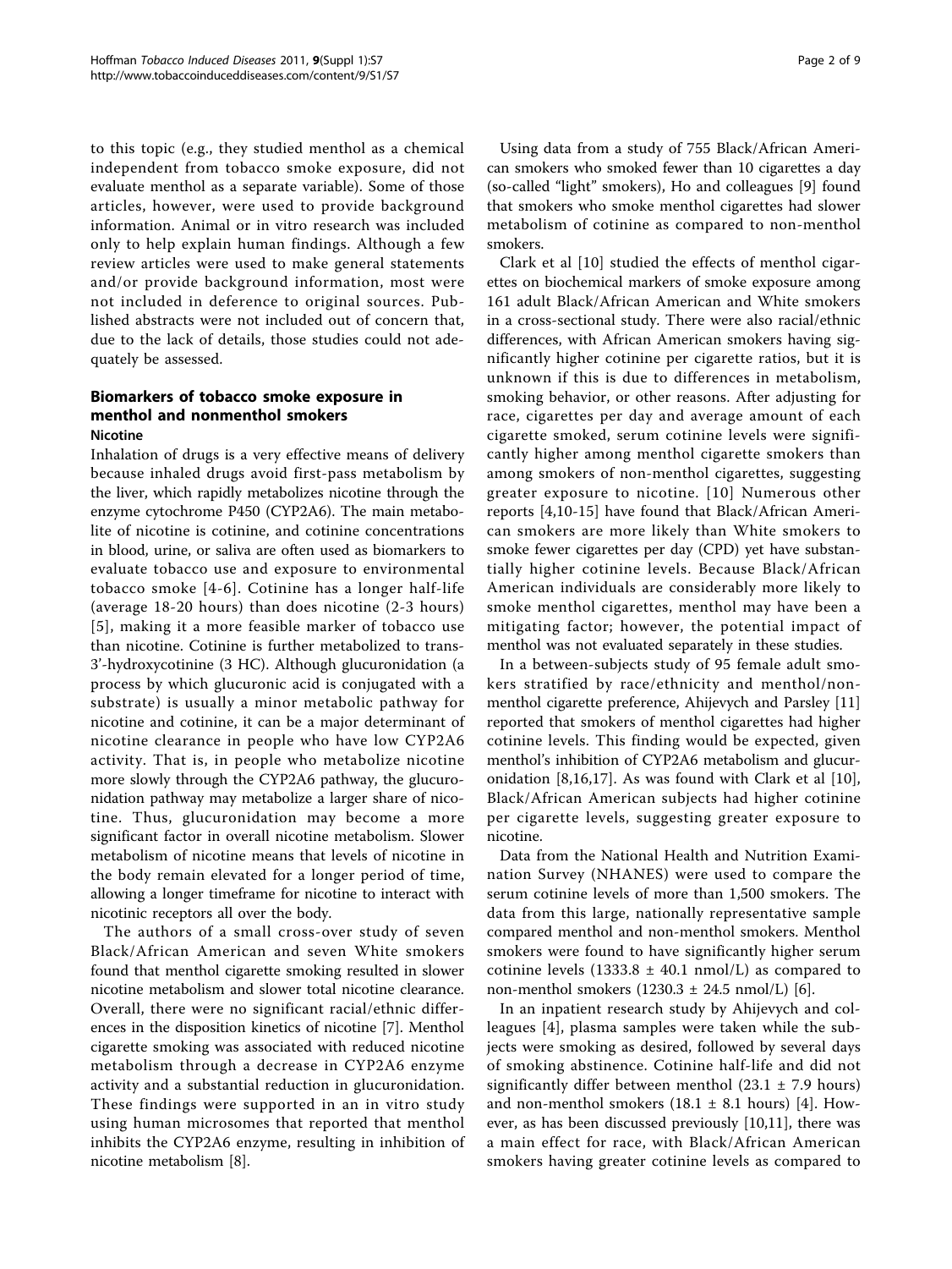to this topic (e.g., they studied menthol as a chemical independent from tobacco smoke exposure, did not evaluate menthol as a separate variable). Some of those articles, however, were used to provide background information. Animal or in vitro research was included only to help explain human findings. Although a few review articles were used to make general statements and/or provide background information, most were not included in deference to original sources. Published abstracts were not included out of concern that, due to the lack of details, those studies could not adequately be assessed.

## Biomarkers of tobacco smoke exposure in menthol and nonmenthol smokers

### Nicotine

Inhalation of drugs is a very effective means of delivery because inhaled drugs avoid first-pass metabolism by the liver, which rapidly metabolizes nicotine through the enzyme cytochrome P450 (CYP2A6). The main metabolite of nicotine is cotinine, and cotinine concentrations in blood, urine, or saliva are often used as biomarkers to evaluate tobacco use and exposure to environmental tobacco smoke [4-6]. Cotinine has a longer half-life (average 18-20 hours) than does nicotine (2-3 hours) [5], making it a more feasible marker of tobacco use than nicotine. Cotinine is further metabolized to trans-3'-hydroxycotinine (3 HC). Although glucuronidation (a process by which glucuronic acid is conjugated with a substrate) is usually a minor metabolic pathway for nicotine and cotinine, it can be a major determinant of nicotine clearance in people who have low CYP2A6 activity. That is, in people who metabolize nicotine more slowly through the CYP2A6 pathway, the glucuronidation pathway may metabolize a larger share of nicotine. Thus, glucuronidation may become a more significant factor in overall nicotine metabolism. Slower metabolism of nicotine means that levels of nicotine in the body remain elevated for a longer period of time, allowing a longer timeframe for nicotine to interact with nicotinic receptors all over the body.

The authors of a small cross-over study of seven Black/African American and seven White smokers found that menthol cigarette smoking resulted in slower nicotine metabolism and slower total nicotine clearance. Overall, there were no significant racial/ethnic differences in the disposition kinetics of nicotine [7]. Menthol cigarette smoking was associated with reduced nicotine metabolism through a decrease in CYP2A6 enzyme activity and a substantial reduction in glucuronidation. These findings were supported in an in vitro study using human microsomes that reported that menthol inhibits the CYP2A6 enzyme, resulting in inhibition of nicotine metabolism [8].

Using data from a study of 755 Black/African American smokers who smoked fewer than 10 cigarettes a day (so-called "light" smokers), Ho and colleagues [9] found that smokers who smoke menthol cigarettes had slower metabolism of cotinine as compared to non-menthol smokers.

Clark et al [10] studied the effects of menthol cigarettes on biochemical markers of smoke exposure among 161 adult Black/African American and White smokers in a cross-sectional study. There were also racial/ethnic differences, with African American smokers having significantly higher cotinine per cigarette ratios, but it is unknown if this is due to differences in metabolism, smoking behavior, or other reasons. After adjusting for race, cigarettes per day and average amount of each cigarette smoked, serum cotinine levels were significantly higher among menthol cigarette smokers than among smokers of non-menthol cigarettes, suggesting greater exposure to nicotine. [10] Numerous other reports [4,10-15] have found that Black/African American smokers are more likely than White smokers to smoke fewer cigarettes per day (CPD) yet have substantially higher cotinine levels. Because Black/African American individuals are considerably more likely to smoke menthol cigarettes, menthol may have been a mitigating factor; however, the potential impact of menthol was not evaluated separately in these studies.

In a between-subjects study of 95 female adult smokers stratified by race/ethnicity and menthol/non-menthol cigarette preference, Ahijevych and Parsley [11] reported that smokers of menthol cigarettes had higher cotinine levels. This finding would be expected, given menthol's inhibition of CYP2A6 metabolism and glucuronidation [8,16,17]. As was found with Clark et al [10], Black/African American subjects had higher cotinine per cigarette levels, suggesting greater exposure to nicotine.

Data from the National Health and Nutrition Examination Survey (NHANES) were used to compare the serum cotinine levels of more than 1,500 smokers. The data from this large, nationally representative sample compared menthol and non-menthol smokers. Menthol smokers were found to have significantly higher serum cotinine levels ($1333.8 \pm 40.1$ nmol/L) as compared to non-menthol smokers ($1230.3 \pm 24.5$ nmol/L) [6].

In an inpatient research study by Ahijevych and colleagues [4], plasma samples were taken while the subjects were smoking as desired, followed by several days of smoking abstinence. Cotinine half-life and did not significantly differ between menthol ($23.1 \pm 7.9$ hours) and non-menthol smokers ($18.1 \pm 8.1$ hours) [4]. However, as has been discussed previously [10,11], there was a main effect for race, with Black/African American smokers having greater cotinine levels as compared to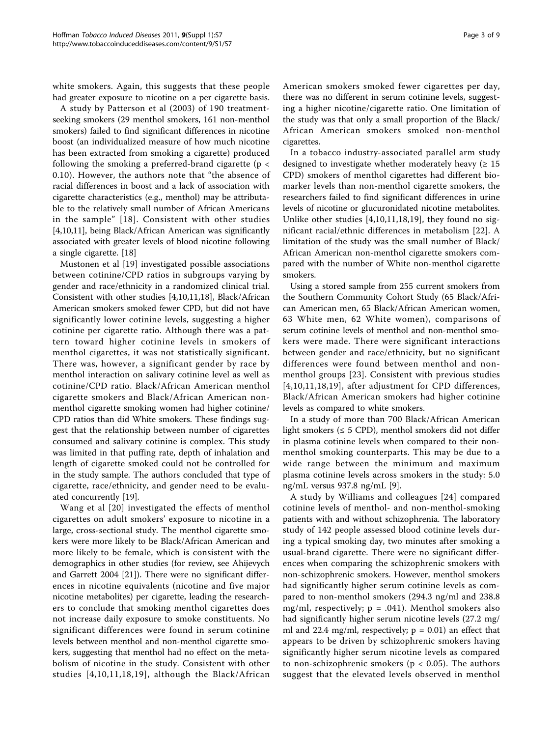white smokers. Again, this suggests that these people had greater exposure to nicotine on a per cigarette basis.

A study by Patterson et al (2003) of 190 treatment-seeking smokers (29 menthol smokers, 161 non-menthol smokers) failed to find significant differences in nicotine boost (an individualized measure of how much nicotine has been extracted from smoking a cigarette) produced following the smoking a preferred-brand cigarette ($p < 0.10$). However, the authors note that "the absence of racial differences in boost and a lack of association with cigarette characteristics (e.g., menthol) may be attributable to the relatively small number of African Americans in the sample" [18]. Consistent with other studies [4,10,11], being Black/African American was significantly associated with greater levels of blood nicotine following a single cigarette. [18]

Mustonen et al [19] investigated possible associations between cotinine/CPD ratios in subgroups varying by gender and race/ethnicity in a randomized clinical trial. Consistent with other studies [4,10,11,18], Black/African American smokers smoked fewer CPD, but did not have significantly lower cotinine levels, suggesting a higher cotinine per cigarette ratio. Although there was a pattern toward higher cotinine levels in smokers of menthol cigarettes, it was not statistically significant. There was, however, a significant gender by race by menthol interaction on salivary cotinine level as well as cotinine/CPD ratio. Black/African American menthol cigarette smokers and Black/African American non-menthol cigarette smoking women had higher cotinine/CPD ratios than did White smokers. These findings suggest that the relationship between number of cigarettes consumed and salivary cotinine is complex. This study was limited in that puffing rate, depth of inhalation and length of cigarette smoked could not be controlled for in the study sample. The authors concluded that type of cigarette, race/ethnicity, and gender need to be evaluated concurrently [19].

Wang et al [20] investigated the effects of menthol cigarettes on adult smokers' exposure to nicotine in a large, cross-sectional study. The menthol cigarette smokers were more likely to be Black/African American and more likely to be female, which is consistent with the demographics in other studies (for review, see Ahijevych and Garrett 2004 [21]). There were no significant differences in nicotine equivalents (nicotine and five major nicotine metabolites) per cigarette, leading the researchers to conclude that smoking menthol cigarettes does not increase daily exposure to smoke constituents. No significant differences were found in serum cotinine levels between menthol and non-menthol cigarette smokers, suggesting that menthol had no effect on the metabolism of nicotine in the study. Consistent with other studies [4,10,11,18,19], although the Black/African American smokers smoked fewer cigarettes per day, there was no different in serum cotinine levels, suggesting a higher nicotine/cigarette ratio. One limitation of the study was that only a small proportion of the Black/African American smokers smoked non-menthol cigarettes.

In a tobacco industry-associated parallel arm study designed to investigate whether moderately heavy ($\geq 15$ CPD) smokers of menthol cigarettes had different biomarker levels than non-menthol cigarette smokers, the researchers failed to find significant differences in urine levels of nicotine or glucuronidated nicotine metabolites. Unlike other studies [4,10,11,18,19], they found no significant racial/ethnic differences in metabolism [22]. A limitation of the study was the small number of Black/African American non-menthol cigarette smokers compared with the number of White non-menthol cigarette smokers.

Using a stored sample from 255 current smokers from the Southern Community Cohort Study (65 Black/African American men, 65 Black/African American women, 63 White men, 62 White women), comparisons of serum cotinine levels of menthol and non-menthol smokers were made. There were significant interactions between gender and race/ethnicity, but no significant differences were found between menthol and non-menthol groups [23]. Consistent with previous studies [4,10,11,18,19], after adjustment for CPD differences, Black/African American smokers had higher cotinine levels as compared to white smokers.

In a study of more than 700 Black/African American light smokers ($\leq 5$ CPD), menthol smokers did not differ in plasma cotinine levels when compared to their non-menthol smoking counterparts. This may be due to a wide range between the minimum and maximum plasma cotinine levels across smokers in the study: 5.0 ng/mL versus 937.8 ng/mL [9].

A study by Williams and colleagues [24] compared cotinine levels of menthol- and non-menthol-smoking patients with and without schizophrenia. The laboratory study of 142 people assessed blood cotinine levels during a typical smoking day, two minutes after smoking a usual-brand cigarette. There were no significant differences when comparing the schizophrenic smokers with non-schizophrenic smokers. However, menthol smokers had significantly higher serum cotinine levels as compared to non-menthol smokers (294.3 ng/ml and 238.8 mg/ml, respectively; $p = .041$). Menthol smokers also had significantly higher serum nicotine levels (27.2 mg/ml and 22.4 mg/ml, respectively; $p = 0.01$) an effect that appears to be driven by schizophrenic smokers having significantly higher serum nicotine levels as compared to non-schizophrenic smokers ($p < 0.05$). The authors suggest that the elevated levels observed in menthol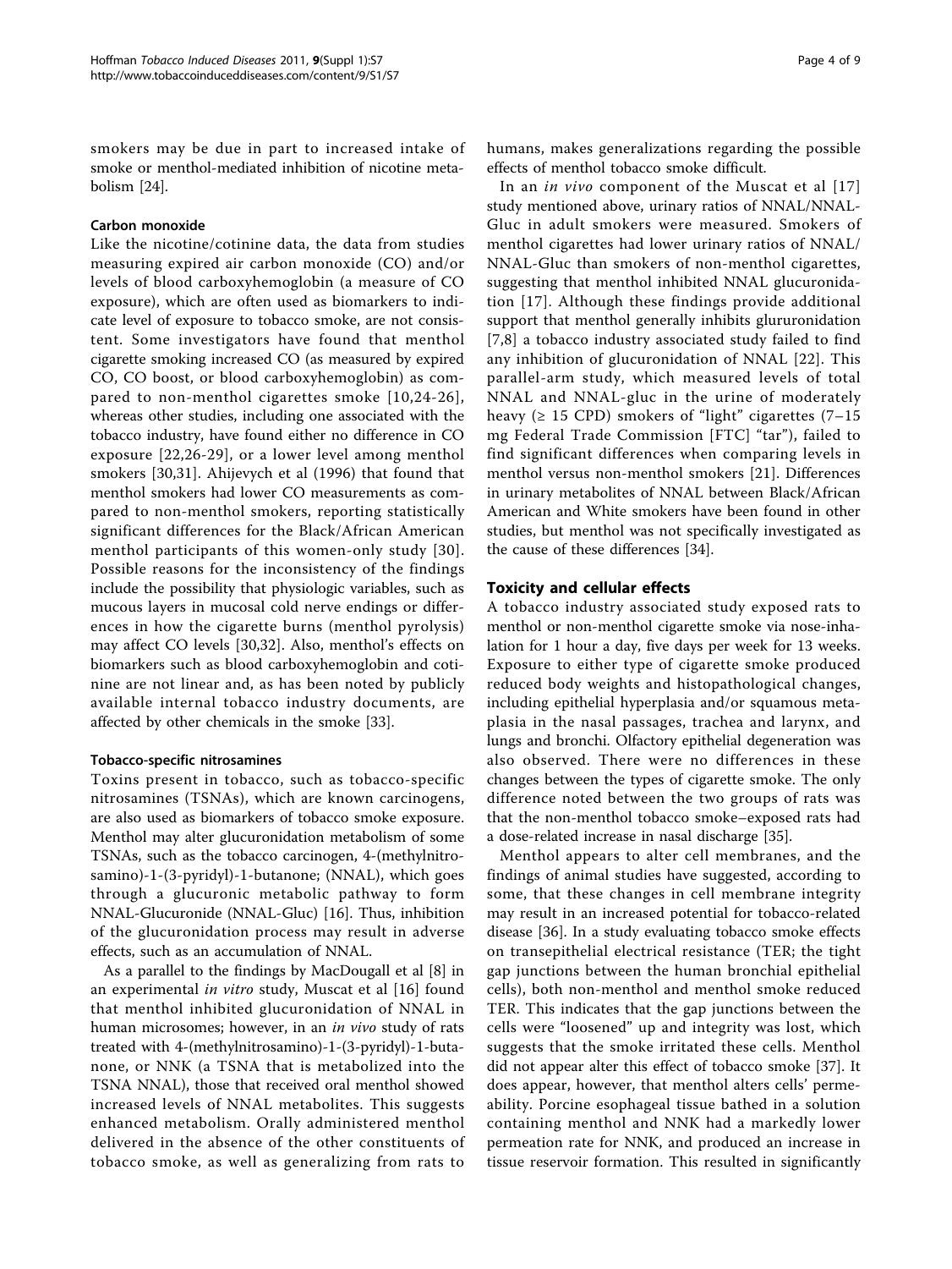smokers may be due in part to increased intake of smoke or menthol-mediated inhibition of nicotine metabolism [24].

#### Carbon monoxide

Like the nicotine/cotinine data, the data from studies measuring expired air carbon monoxide (CO) and/or levels of blood carboxyhemoglobin (a measure of CO exposure), which are often used as biomarkers to indicate level of exposure to tobacco smoke, are not consistent. Some investigators have found that menthol cigarette smoking increased CO (as measured by expired CO, CO boost, or blood carboxyhemoglobin) as compared to non-menthol cigarettes smoke [10,24-26], whereas other studies, including one associated with the tobacco industry, have found either no difference in CO exposure [22,26-29], or a lower level among menthol smokers [30,31]. Ahijevych et al (1996) that found that menthol smokers had lower CO measurements as compared to non-menthol smokers, reporting statistically significant differences for the Black/African American menthol participants of this women-only study [30]. Possible reasons for the inconsistency of the findings include the possibility that physiologic variables, such as mucous layers in mucosal cold nerve endings or differences in how the cigarette burns (menthol pyrolysis) may affect CO levels [30,32]. Also, menthol's effects on biomarkers such as blood carboxyhemoglobin and cotinine are not linear and, as has been noted by publicly available internal tobacco industry documents, are affected by other chemicals in the smoke [33].

#### Tobacco-specific nitrosamines

Toxins present in tobacco, such as tobacco-specific nitrosamines (TSNAs), which are known carcinogens, are also used as biomarkers of tobacco smoke exposure. Menthol may alter glucuronidation metabolism of some TSNAs, such as the tobacco carcinogen, 4-(methylnitrosamino)-1-(3-pyridyl)-1-butanone; (NNAL), which goes through a glucuronic metabolic pathway to form NNAL-Glucuronide (NNAL-Gluc) [16]. Thus, inhibition of the glucuronidation process may result in adverse effects, such as an accumulation of NNAL.

As a parallel to the findings by MacDougall et al [8] in an experimental *in vitro* study, Muscat et al [16] found that menthol inhibited glucuronidation of NNAL in human microsomes; however, in an *in vivo* study of rats treated with 4-(methylnitrosamino)-1-(3-pyridyl)-1-butanone, or NNK (a TSNA that is metabolized into the TSNA NNAL), those that received oral menthol showed increased levels of NNAL metabolites. This suggests enhanced metabolism. Orally administered menthol delivered in the absence of the other constituents of tobacco smoke, as well as generalizing from rats to humans, makes generalizations regarding the possible effects of menthol tobacco smoke difficult.

In an *in vivo* component of the Muscat et al [17] study mentioned above, urinary ratios of NNAL/NNAL-Gluc in adult smokers were measured. Smokers of menthol cigarettes had lower urinary ratios of NNAL/NNAL-Gluc than smokers of non-menthol cigarettes, suggesting that menthol inhibited NNAL glucuronidation [17]. Although these findings provide additional support that menthol generally inhibits glururonidation [7,8] a tobacco industry associated study failed to find any inhibition of glucuronidation of NNAL [22]. This parallel-arm study, which measured levels of total NNAL and NNAL-gluc in the urine of moderately heavy (≥ 15 CPD) smokers of "light" cigarettes (7–15 mg Federal Trade Commission [FTC] "tar"), failed to find significant differences when comparing levels in menthol versus non-menthol smokers [21]. Differences in urinary metabolites of NNAL between Black/African American and White smokers have been found in other studies, but menthol was not specifically investigated as the cause of these differences [34].

### Toxicity and cellular effects

A tobacco industry associated study exposed rats to menthol or non-menthol cigarette smoke via nose-inhalation for 1 hour a day, five days per week for 13 weeks. Exposure to either type of cigarette smoke produced reduced body weights and histopathological changes, including epithelial hyperplasia and/or squamous metaplasia in the nasal passages, trachea and larynx, and lungs and bronchi. Olfactory epithelial degeneration was also observed. There were no differences in these changes between the types of cigarette smoke. The only difference noted between the two groups of rats was that the non-menthol tobacco smoke–exposed rats had a dose-related increase in nasal discharge [35].

Menthol appears to alter cell membranes, and the findings of animal studies have suggested, according to some, that these changes in cell membrane integrity may result in an increased potential for tobacco-related disease [36]. In a study evaluating tobacco smoke effects on transepithelial electrical resistance (TER; the tight gap junctions between the human bronchial epithelial cells), both non-menthol and menthol smoke reduced TER. This indicates that the gap junctions between the cells were "loosened" up and integrity was lost, which suggests that the smoke irritated these cells. Menthol did not appear alter this effect of tobacco smoke [37]. It does appear, however, that menthol alters cells' permeability. Porcine esophageal tissue bathed in a solution containing menthol and NNK had a markedly lower permeation rate for NNK, and produced an increase in tissue reservoir formation. This resulted in significantly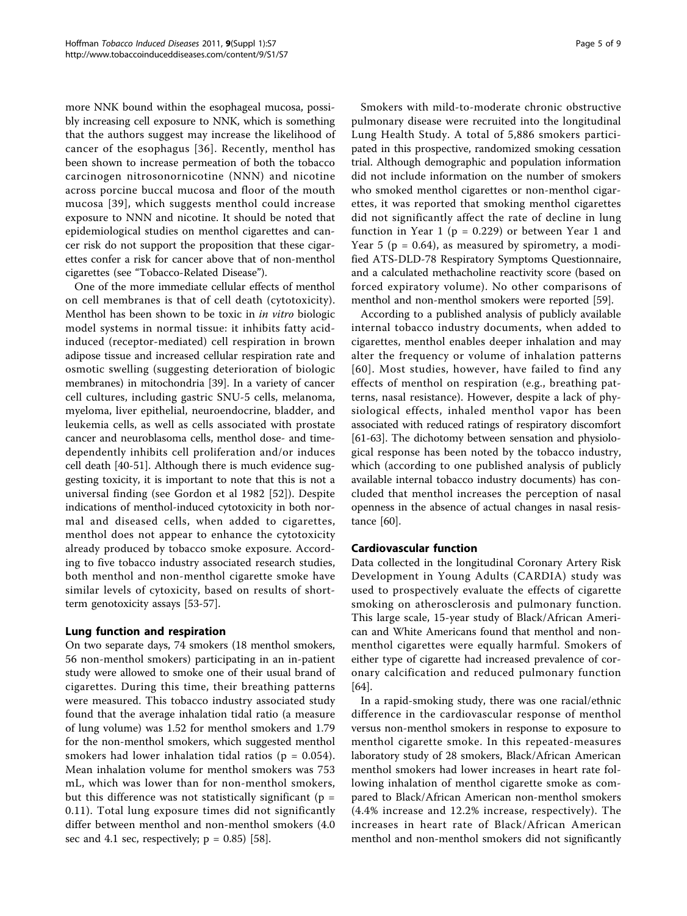more NNK bound within the esophageal mucosa, possibly increasing cell exposure to NNK, which is something that the authors suggest may increase the likelihood of cancer of the esophagus [36]. Recently, menthol has been shown to increase permeation of both the tobacco carcinogen nitrosonornicotine (NNN) and nicotine across porcine buccal mucosa and floor of the mouth mucosa [39], which suggests menthol could increase exposure to NNN and nicotine. It should be noted that epidemiological studies on menthol cigarettes and cancer risk do not support the proposition that these cigarettes confer a risk for cancer above that of non-menthol cigarettes (see "Tobacco-Related Disease").

One of the more immediate cellular effects of menthol on cell membranes is that of cell death (cytotoxicity). Menthol has been shown to be toxic in *in vitro* biologic model systems in normal tissue: it inhibits fatty acid-induced (receptor-mediated) cell respiration in brown adipose tissue and increased cellular respiration rate and osmotic swelling (suggesting deterioration of biologic membranes) in mitochondria [39]. In a variety of cancer cell cultures, including gastric SNU-5 cells, melanoma, myeloma, liver epithelial, neuroendocrine, bladder, and leukemia cells, as well as cells associated with prostate cancer and neuroblasoma cells, menthol dose- and time-dependently inhibits cell proliferation and/or induces cell death [40-51]. Although there is much evidence suggesting toxicity, it is important to note that this is not a universal finding (see Gordon et al 1982 [52]). Despite indications of menthol-induced cytotoxicity in both normal and diseased cells, when added to cigarettes, menthol does not appear to enhance the cytotoxicity already produced by tobacco smoke exposure. According to five tobacco industry associated research studies, both menthol and non-menthol cigarette smoke have similar levels of cytoxicity, based on results of short-term genotoxicity assays [53-57].

## Lung function and respiration

On two separate days, 74 smokers (18 menthol smokers, 56 non-menthol smokers) participating in an in-patient study were allowed to smoke one of their usual brand of cigarettes. During this time, their breathing patterns were measured. This tobacco industry associated study found that the average inhalation tidal ratio (a measure of lung volume) was 1.52 for menthol smokers and 1.79 for the non-menthol smokers, which suggested menthol smokers had lower inhalation tidal ratios ($p = 0.054$). Mean inhalation volume for menthol smokers was 753 mL, which was lower than for non-menthol smokers, but this difference was not statistically significant ($p = 0.11$). Total lung exposure times did not significantly differ between menthol and non-menthol smokers (4.0 sec and 4.1 sec, respectively; $p = 0.85$) [58].

Smokers with mild-to-moderate chronic obstructive pulmonary disease were recruited into the longitudinal Lung Health Study. A total of 5,886 smokers participated in this prospective, randomized smoking cessation trial. Although demographic and population information did not include information on the number of smokers who smoked menthol cigarettes or non-menthol cigarettes, it was reported that smoking menthol cigarettes did not significantly affect the rate of decline in lung function in Year 1 ($p = 0.229$) or between Year 1 and Year 5 ($p = 0.64$), as measured by spirometry, a modified ATS-DLD-78 Respiratory Symptoms Questionnaire, and a calculated methacholine reactivity score (based on forced expiratory volume). No other comparisons of menthol and non-menthol smokers were reported [59].

According to a published analysis of publicly available internal tobacco industry documents, when added to cigarettes, menthol enables deeper inhalation and may alter the frequency or volume of inhalation patterns [60]. Most studies, however, have failed to find any effects of menthol on respiration (e.g., breathing patterns, nasal resistance). However, despite a lack of physiological effects, inhaled menthol vapor has been associated with reduced ratings of respiratory discomfort [61-63]. The dichotomy between sensation and physiological response has been noted by the tobacco industry, which (according to one published analysis of publicly available internal tobacco industry documents) has concluded that menthol increases the perception of nasal openness in the absence of actual changes in nasal resistance [60].

## Cardiovascular function

Data collected in the longitudinal Coronary Artery Risk Development in Young Adults (CARDIA) study was used to prospectively evaluate the effects of cigarette smoking on atherosclerosis and pulmonary function. This large scale, 15-year study of Black/African American and White Americans found that menthol and non-menthol cigarettes were equally harmful. Smokers of either type of cigarette had increased prevalence of coronary calcification and reduced pulmonary function [64].

In a rapid-smoking study, there was one racial/ethnic difference in the cardiovascular response of menthol versus non-menthol smokers in response to exposure to menthol cigarette smoke. In this repeated-measures laboratory study of 28 smokers, Black/African American menthol smokers had lower increases in heart rate following inhalation of menthol cigarette smoke as compared to Black/African American non-menthol smokers (4.4% increase and 12.2% increase, respectively). The increases in heart rate of Black/African American menthol and non-menthol smokers did not significantly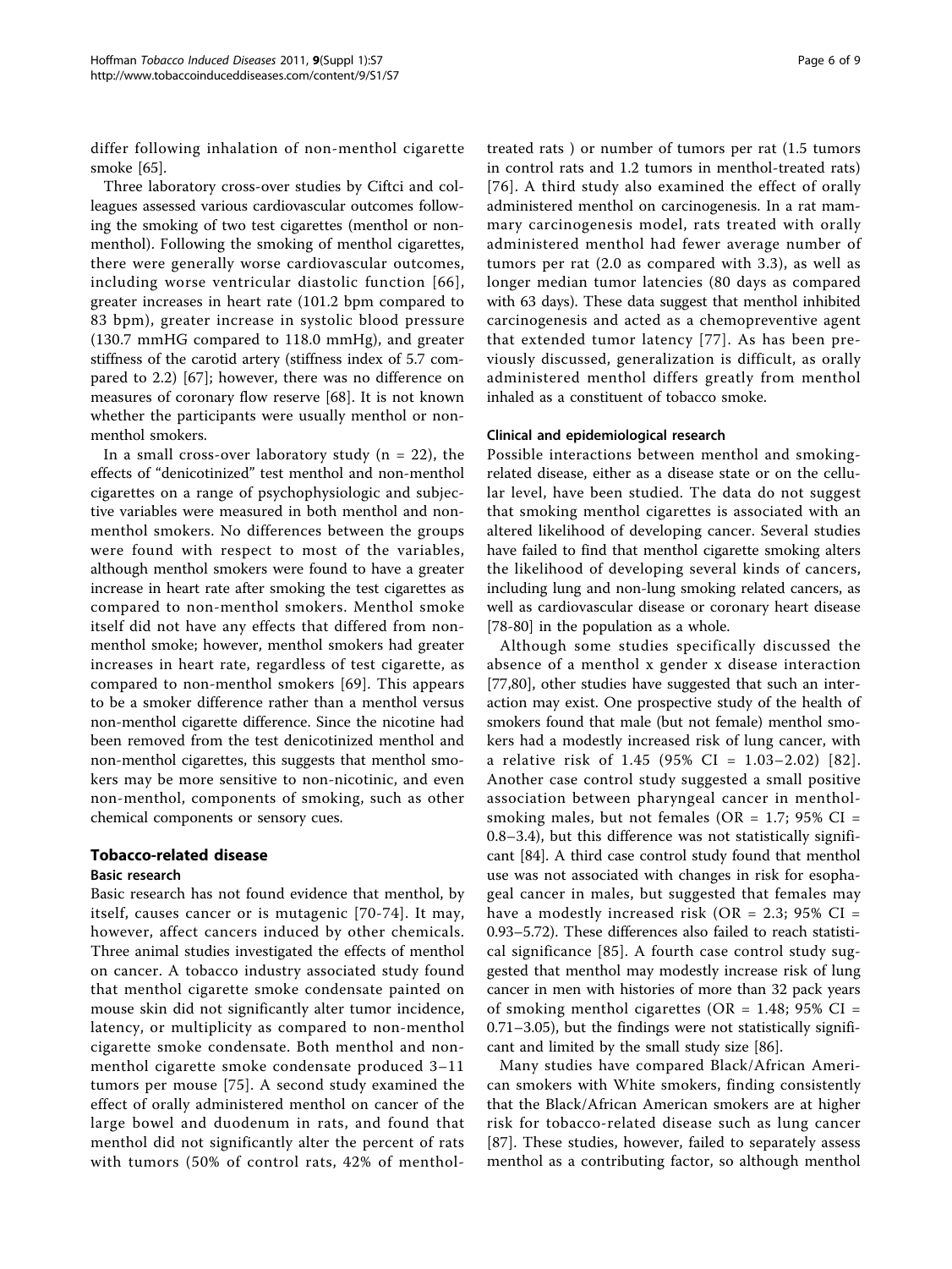differ following inhalation of non-menthol cigarette smoke [65].

Three laboratory cross-over studies by Ciftci and colleagues assessed various cardiovascular outcomes following the smoking of two test cigarettes (menthol or non-menthol). Following the smoking of menthol cigarettes, there were generally worse cardiovascular outcomes, including worse ventricular diastolic function [66], greater increases in heart rate (101.2 bpm compared to 83 bpm), greater increase in systolic blood pressure (130.7 mmHG compared to 118.0 mmHg), and greater stiffness of the carotid artery (stiffness index of 5.7 compared to 2.2) [67]; however, there was no difference on measures of coronary flow reserve [68]. It is not known whether the participants were usually menthol or non-menthol smokers.

In a small cross-over laboratory study (n = 22), the effects of "denicotinized" test menthol and non-menthol cigarettes on a range of psychophysiologic and subjective variables were measured in both menthol and non-menthol smokers. No differences between the groups were found with respect to most of the variables, although menthol smokers were found to have a greater increase in heart rate after smoking the test cigarettes as compared to non-menthol smokers. Menthol smoke itself did not have any effects that differed from non-menthol smoke; however, menthol smokers had greater increases in heart rate, regardless of test cigarette, as compared to non-menthol smokers [69]. This appears to be a smoker difference rather than a menthol versus non-menthol cigarette difference. Since the nicotine had been removed from the test denicotinized menthol and non-menthol cigarettes, this suggests that menthol smokers may be more sensitive to non-nicotinic, and even non-menthol, components of smoking, such as other chemical components or sensory cues.

## Tobacco-related disease

### Basic research

Basic research has not found evidence that menthol, by itself, causes cancer or is mutagenic [70-74]. It may, however, affect cancers induced by other chemicals. Three animal studies investigated the effects of menthol on cancer. A tobacco industry associated study found that menthol cigarette smoke condensate painted on mouse skin did not significantly alter tumor incidence, latency, or multiplicity as compared to non-menthol cigarette smoke condensate. Both menthol and non-menthol cigarette smoke condensate produced 3–11 tumors per mouse [75]. A second study examined the effect of orally administered menthol on cancer of the large bowel and duodenum in rats, and found that menthol did not significantly alter the percent of rats with tumors (50% of control rats, 42% of menthol-treated rats ) or number of tumors per rat (1.5 tumors in control rats and 1.2 tumors in menthol-treated rats) [76]. A third study also examined the effect of orally administered menthol on carcinogenesis. In a rat mammary carcinogenesis model, rats treated with orally administered menthol had fewer average number of tumors per rat (2.0 as compared with 3.3), as well as longer median tumor latencies (80 days as compared with 63 days). These data suggest that menthol inhibited carcinogenesis and acted as a chemopreventive agent that extended tumor latency [77]. As has been previously discussed, generalization is difficult, as orally administered menthol differs greatly from menthol inhaled as a constituent of tobacco smoke.

### Clinical and epidemiological research

Possible interactions between menthol and smoking-related disease, either as a disease state or on the cellular level, have been studied. The data do not suggest that smoking menthol cigarettes is associated with an altered likelihood of developing cancer. Several studies have failed to find that menthol cigarette smoking alters the likelihood of developing several kinds of cancers, including lung and non-lung smoking related cancers, as well as cardiovascular disease or coronary heart disease [78-80] in the population as a whole.

Although some studies specifically discussed the absence of a menthol x gender x disease interaction [77,80], other studies have suggested that such an interaction may exist. One prospective study of the health of smokers found that male (but not female) menthol smokers had a modestly increased risk of lung cancer, with a relative risk of 1.45 (95% CI = 1.03–2.02) [82]. Another case control study suggested a small positive association between pharyngeal cancer in menthol-smoking males, but not females (OR = 1.7; 95% CI = 0.8–3.4), but this difference was not statistically significant [84]. A third case control study found that menthol use was not associated with changes in risk for esophageal cancer in males, but suggested that females may have a modestly increased risk (OR = 2.3; 95% CI = 0.93–5.72). These differences also failed to reach statistical significance [85]. A fourth case control study suggested that menthol may modestly increase risk of lung cancer in men with histories of more than 32 pack years of smoking menthol cigarettes (OR = 1.48; 95% CI = 0.71–3.05), but the findings were not statistically significant and limited by the small study size [86].

Many studies have compared Black/African American smokers with White smokers, finding consistently that the Black/African American smokers are at higher risk for tobacco-related disease such as lung cancer [87]. These studies, however, failed to separately assess menthol as a contributing factor, so although menthol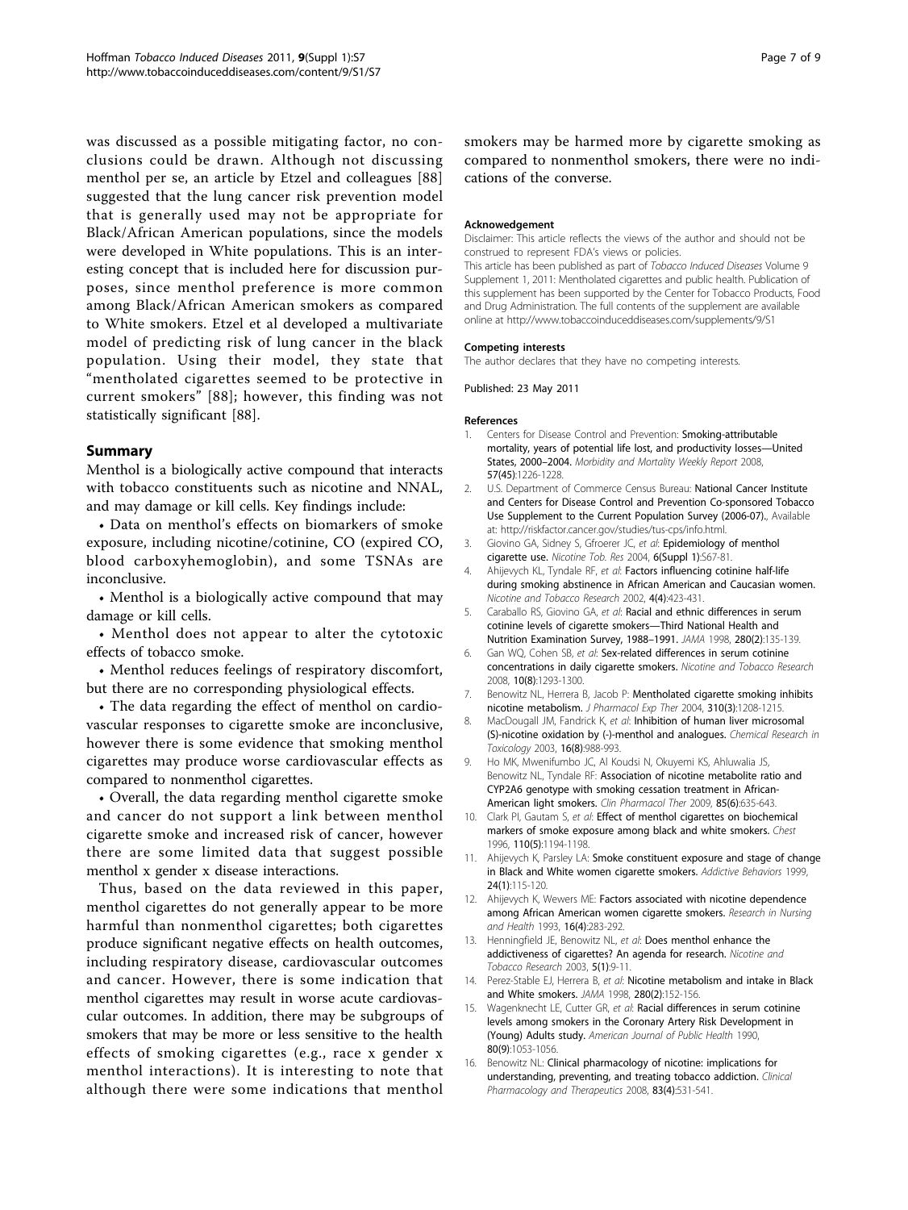was discussed as a possible mitigating factor, no conclusions could be drawn. Although not discussing menthol per se, an article by Etzel and colleagues [88] suggested that the lung cancer risk prevention model that is generally used may not be appropriate for Black/African American populations, since the models were developed in White populations. This is an interesting concept that is included here for discussion purposes, since menthol preference is more common among Black/African American smokers as compared to White smokers. Etzel et al developed a multivariate model of predicting risk of lung cancer in the black population. Using their model, they state that "mentholated cigarettes seemed to be protective in current smokers" [88]; however, this finding was not statistically significant [88].

## Summary

Menthol is a biologically active compound that interacts with tobacco constituents such as nicotine and NNAL, and may damage or kill cells. Key findings include:

• Data on menthol's effects on biomarkers of smoke exposure, including nicotine/cotinine, CO (expired CO, blood carboxyhemoglobin), and some TSNAs are inconclusive.

• Menthol is a biologically active compound that may damage or kill cells.

• Menthol does not appear to alter the cytotoxic effects of tobacco smoke.

• Menthol reduces feelings of respiratory discomfort, but there are no corresponding physiological effects.

• The data regarding the effect of menthol on cardiovascular responses to cigarette smoke are inconclusive, however there is some evidence that smoking menthol cigarettes may produce worse cardiovascular effects as compared to nonmenthol cigarettes.

• Overall, the data regarding menthol cigarette smoke and cancer do not support a link between menthol cigarette smoke and increased risk of cancer, however there are some limited data that suggest possible menthol x gender x disease interactions.

Thus, based on the data reviewed in this paper, menthol cigarettes do not generally appear to be more harmful than nonmenthol cigarettes; both cigarettes produce significant negative effects on health outcomes, including respiratory disease, cardiovascular outcomes and cancer. However, there is some indication that menthol cigarettes may result in worse acute cardiovascular outcomes. In addition, there may be subgroups of smokers that may be more or less sensitive to the health effects of smoking cigarettes (e.g., race x gender x menthol interactions). It is interesting to note that although there were some indications that menthol smokers may be harmed more by cigarette smoking as compared to nonmenthol smokers, there were no indications of the converse.

#### Acknowedgement

Disclaimer: This article reflects the views of the author and should not be construed to represent FDA's views or policies.
This article has been published as part of *Tobacco Induced Diseases* Volume 9 Supplement 1, 2011: Mentholated cigarettes and public health. Publication of this supplement has been supported by the Center for Tobacco Products, Food and Drug Administration. The full contents of the supplement are available online at http://www.tobaccoinduceddiseases.com/supplements/9/S1

#### Competing interests

The author declares that they have no competing interests.

Published: 23 May 2011

#### References

1. Centers for Disease Control and Prevention: **Smoking-attributable mortality, years of potential life lost, and productivity losses—United States, 2000–2004.** *Morbidity and Mortality Weekly Report* 2008, **57(45)**:1226-1228.
2. U.S. Department of Commerce Census Bureau: **National Cancer Institute and Centers for Disease Control and Prevention Co-sponsored Tobacco Use Supplement to the Current Population Survey (2006-07).**, Available at: http://riskfactor.cancer.gov/studies/tus-cps/info.html.
3. Giovino GA, Sidney S, Gfroerer JC, *et al*: **Epidemiology of menthol cigarette use.** *Nicotine Tob. Res* 2004, **6(Suppl 1)**:S67-81.
4. Ahijevych KL, Tyndale RF, *et al*: **Factors influencing cotinine half-life during smoking abstinence in African American and Caucasian women.** *Nicotine and Tobacco Research* 2002, **4(4)**:423-431.
5. Caraballo RS, Giovino GA, *et al*: **Racial and ethnic differences in serum cotinine levels of cigarette smokers—Third National Health and Nutrition Examination Survey, 1988–1991.** *JAMA* 1998, **280(2)**:135-139.
6. Gan WQ, Cohen SB, *et al*: **Sex-related differences in serum cotinine concentrations in daily cigarette smokers.** *Nicotine and Tobacco Research* 2008, **10(8)**:1293-1300.
7. Benowitz NL, Herrera B, Jacob P: **Mentholated cigarette smoking inhibits nicotine metabolism.** *J Pharmacol Exp Ther* 2004, **310(3)**:1208-1215.
8. MacDougall JM, Fandrick K, *et al*: **Inhibition of human liver microsomal (S)-nicotine oxidation by (-)-menthol and analogues.** *Chemical Research in Toxicology* 2003, **16(8)**:988-993.
9. Ho MK, Mwenifumbo JC, Al Koudsi N, Okuyemi KS, Ahluwalia JS, Benowitz NL, Tyndale RF: **Association of nicotine metabolite ratio and CYP2A6 genotype with smoking cessation treatment in African-American light smokers.** *Clin Pharmacol Ther* 2009, **85(6)**:635-643.
10. Clark PI, Gautam S, *et al*: **Effect of menthol cigarettes on biochemical markers of smoke exposure among black and white smokers.** *Chest* 1996, **110(5)**:1194-1198.
11. Ahijevych K, Parsley LA: **Smoke constituent exposure and stage of change in Black and White women cigarette smokers.** *Addictive Behaviors* 1999, **24(1)**:115-120.
12. Ahijevych K, Wewers ME: **Factors associated with nicotine dependence among African American women cigarette smokers.** *Research in Nursing and Health* 1993, **16(4)**:283-292.
13. Henningfield JE, Benowitz NL, *et al*: **Does menthol enhance the addictiveness of cigarettes? An agenda for research.** *Nicotine and Tobacco Research* 2003, **5(1)**:9-11.
14. Perez-Stable EJ, Herrera B, *et al*: **Nicotine metabolism and intake in Black and White smokers.** *JAMA* 1998, **280(2)**:152-156.
15. Wagenknecht LE, Cutter GR, *et al*: **Racial differences in serum cotinine levels among smokers in the Coronary Artery Risk Development in (Young) Adults study.** *American Journal of Public Health* 1990, **80(9)**:1053-1056.
16. Benowitz NL: **Clinical pharmacology of nicotine: implications for understanding, preventing, and treating tobacco addiction.** *Clinical Pharmacology and Therapeutics* 2008, **83(4)**:531-541.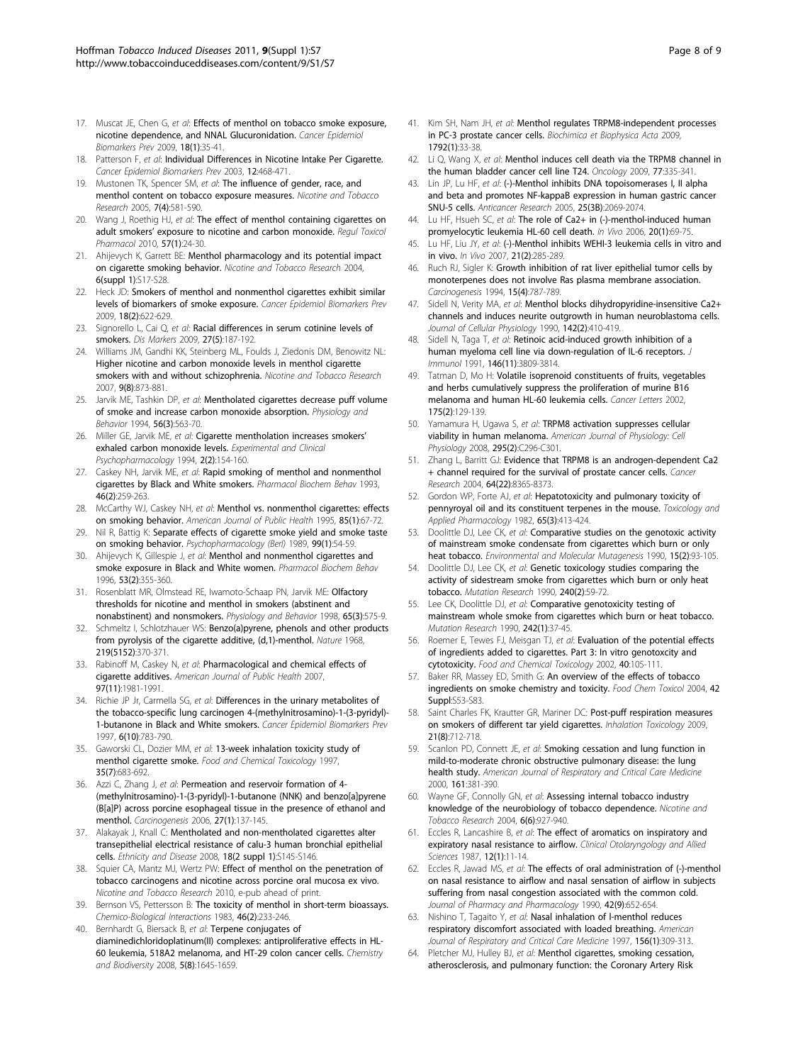17. Muscat JE, Chen G, *et al*: **Effects of menthol on tobacco smoke exposure, nicotine dependence, and NNAL Glucuronidation.** *Cancer Epidemiol Biomarkers Prev* 2009, **18(1)**:35-41.
18. Patterson F, *et al*: **Individual Differences in Nicotine Intake Per Cigarette.** *Cancer Epidemiol Biomarkers Prev* 2003, **12**:468-471.
19. Mustonen TK, Spencer SM, *et al*: **The influence of gender, race, and menthol content on tobacco exposure measures.** *Nicotine and Tobacco Research* 2005, **7(4)**:581-590.
20. Wang J, Roethig HJ, *et al*: **The effect of menthol containing cigarettes on adult smokers' exposure to nicotine and carbon monoxide.** *Regul Toxicol Pharmacol* 2010, **57(1)**:24-30.
21. Ahijevych K, Garrett BE: **Menthol pharmacology and its potential impact on cigarette smoking behavior.** *Nicotine and Tobacco Research* 2004, **6(suppl 1)**:S17-S28.
22. Heck JD: **Smokers of menthol and nonmenthol cigarettes exhibit similar levels of biomarkers of smoke exposure.** *Cancer Epidemiol Biomarkers Prev* 2009, **18(2)**:622-629.
23. Signorello L, Cai Q, *et al*: **Racial differences in serum cotinine levels of smokers.** *Dis Markers* 2009, **27(5)**:187-192.
24. Williams JM, Gandhi KK, Steinberg ML, Foulds J, Ziedonis DM, Benowitz NL: **Higher nicotine and carbon monoxide levels in menthol cigarette smokers with and without schizophrenia.** *Nicotine and Tobacco Research* 2007, **9(8)**:873-881.
25. Jarvik ME, Tashkin DP, *et al*: **Mentholated cigarettes decrease puff volume of smoke and increase carbon monoxide absorption.** *Physiology and Behavior* 1994, **56(3)**:563-70.
26. Miller GE, Jarvik ME, *et al*: **Cigarette mentholation increases smokers' exhaled carbon monoxide levels.** *Experimental and Clinical Psychopharmacology* 1994, **2(2)**:154-160.
27. Caskey NH, Jarvik ME, *et al*: **Rapid smoking of menthol and nonmenthol cigarettes by Black and White smokers.** *Pharmacol Biochem Behav* 1993, **46(2)**:259-263.
28. McCarthy WJ, Caskey NH, *et al*: **Menthol vs. nonmenthol cigarettes: effects on smoking behavior.** *American Journal of Public Health* 1995, **85(1)**:67-72.
29. Nil R, Battig K: **Separate effects of cigarette smoke yield and smoke taste on smoking behavior.** *Psychopharmacology (Berl)* 1989, **99(1)**:54-59.
30. Ahijevych K, Gillespie J, *et al*: **Menthol and nonmenthol cigarettes and smoke exposure in Black and White women.** *Pharmacol Biochem Behav* 1996, **53(2)**:355-360.
31. Rosenblatt MR, Olmstead RE, Iwamoto-Schaap PN, Jarvik ME: **Olfactory thresholds for nicotine and menthol in smokers (abstinent and nonabstinent) and nonsmokers.** *Physiology and Behavior* 1998, **65(3)**:575-9.
32. Schmeltz I, Schlotzhauer WS: **Benzo(a)pyrene, phenols and other products from pyrolysis of the cigarette additive, (d,1)-menthol.** *Nature* 1968, **219(5152)**:370-371.
33. Rabinoff M, Caskey N, *et al*: **Pharmacological and chemical effects of cigarette additives.** *American Journal of Public Health* 2007, **97(11)**:1981-1991.
34. Richie JP Jr, Carmella SG, *et al*: **Differences in the urinary metabolites of the tobacco-specific lung carcinogen 4-(methylnitrosamino)-1-(3-pyridyl)-1-butanone in Black and White smokers.** *Cancer Epidemiol Biomarkers Prev* 1997, **6(10)**:783-790.
35. Gaworski CL, Dozier MM, *et al*: **13-week inhalation toxicity study of menthol cigarette smoke.** *Food and Chemical Toxicology* 1997, **35(7)**:683-692.
36. Azzi C, Zhang J, *et al*: **Permeation and reservoir formation of 4-(methylnitrosamino)-1-(3-pyridyl)-1-butanone (NNK) and benzo[a]pyrene (B[a]P) across porcine esophageal tissue in the presence of ethanol and menthol.** *Carcinogenesis* 2006, **27(1)**:137-145.
37. Alakayak J, Knall C: **Mentholated and non-mentholated cigarettes alter transepithelial electrical resistance of calu-3 human bronchial epithelial cells.** *Ethnicity and Disease* 2008, **18(2 suppl 1)**:S145-S146.
38. Squier CA, Mantz MJ, Wertz PW: **Effect of menthol on the penetration of tobacco carcinogens and nicotine across porcine oral mucosa ex vivo.** *Nicotine and Tobacco Research* 2010, e-pub ahead of print.
39. Bernson VS, Pettersson B: **The toxicity of menthol in short-term bioassays.** *Chemico-Biological Interactions* 1983, **46(2)**:233-246.
40. Bernhardt G, Biersack B, *et al*: **Terpene conjugates of diaminedichloridoplatinum(II) complexes: antiproliferative effects in HL-60 leukemia, 518A2 melanoma, and HT-29 colon cancer cells.** *Chemistry and Biodiversity* 2008, **5(8)**:1645-1659.
41. Kim SH, Nam JH, *et al*: **Menthol regulates TRPM8-independent processes in PC-3 prostate cancer cells.** *Biochimica et Biophysica Acta* 2009, **1792(1)**:33-38.
42. Li Q, Wang X, *et al*: **Menthol induces cell death via the TRPM8 channel in the human bladder cancer cell line T24.** *Oncology* 2009, **77**:335-341.
43. Lin JP, Lu HF, *et al*: **(-)-Menthol inhibits DNA topoisomerases I, II alpha and beta and promotes NF-kappaB expression in human gastric cancer SNU-5 cells.** *Anticancer Research* 2005, **25(3B)**:2069-2074.
44. Lu HF, Hsueh SC, *et al*: **The role of Ca2+ in (-)-menthol-induced human promyelocytic leukemia HL-60 cell death.** *In Vivo* 2006, **20(1)**:69-75.
45. Lu HF, Liu JY, *et al*: **(-)-Menthol inhibits WEHI-3 leukemia cells in vitro and in vivo.** *In Vivo* 2007, **21(2)**:285-289.
46. Ruch RJ, Sigler K: **Growth inhibition of rat liver epithelial tumor cells by monoterpenes does not involve Ras plasma membrane association.** *Carcinogenesis* 1994, **15(4)**:787-789.
47. Sidell N, Verity MA, *et al*: **Menthol blocks dihydropyridine-insensitive Ca2+ channels and induces neurite outgrowth in human neuroblastoma cells.** *Journal of Cellular Physiology* 1990, **142(2)**:410-419.
48. Sidell N, Taga T, *et al*: **Retinoic acid-induced growth inhibition of a human myeloma cell line via down-regulation of IL-6 receptors.** *J Immunol* 1991, **146(11)**:3809-3814.
49. Tatman D, Mo H: **Volatile isoprenoid constituents of fruits, vegetables and herbs cumulatively suppress the proliferation of murine B16 melanoma and human HL-60 leukemia cells.** *Cancer Letters* 2002, **175(2)**:129-139.
50. Yamamura H, Ugawa S, *et al*: **TRPM8 activation suppresses cellular viability in human melanoma.** *American Journal of Physiology: Cell Physiology* 2008, **295(2)**:C296-C301.
51. Zhang L, Barritt GJ: **Evidence that TRPM8 is an androgen-dependent Ca2 + channel required for the survival of prostate cancer cells.** *Cancer Research* 2004, **64(22)**:8365-8373.
52. Gordon WP, Forte AJ, *et al*: **Hepatotoxicity and pulmonary toxicity of pennyroyal oil and its constituent terpenes in the mouse.** *Toxicology and Applied Pharmacology* 1982, **65(3)**:413-424.
53. Doolittle DJ, Lee CK, *et al*: **Comparative studies on the genotoxic activity of mainstream smoke condensate from cigarettes which burn or only heat tobacco.** *Environmental and Molecular Mutagenesis* 1990, **15(2)**:93-105.
54. Doolittle DJ, Lee CK, *et al*: **Genetic toxicology studies comparing the activity of sidestream smoke from cigarettes which burn or only heat tobacco.** *Mutation Research* 1990, **240(2)**:59-72.
55. Lee CK, Doolittle DJ, *et al*: **Comparative genotoxicity testing of mainstream whole smoke from cigarettes which burn or heat tobacco.** *Mutation Research* 1990, **242(1)**:37-45.
56. Roemer E, Tewes FJ, Meisgan TJ, *et al*: **Evaluation of the potential effects of ingredients added to cigarettes. Part 3: In vitro genotoxcity and cytotoxicity.** *Food and Chemical Toxicology* 2002, **40**:105-111.
57. Baker RR, Massey ED, Smith G: **An overview of the effects of tobacco ingredients on smoke chemistry and toxicity.** *Food Chem Toxicol* 2004, **42 Suppl**:S53-S83.
58. Saint Charles FK, Krautter GR, Mariner DC: **Post-puff respiration measures on smokers of different tar yield cigarettes.** *Inhalation Toxicology* 2009, **21(8)**:712-718.
59. Scanlon PD, Connett JE, *et al*: **Smoking cessation and lung function in mild-to-moderate chronic obstructive pulmonary disease: the lung health study.** *American Journal of Respiratory and Critical Care Medicine* 2000, **161**:381-390.
60. Wayne GF, Connolly GN, *et al*: **Assessing internal tobacco industry knowledge of the neurobiology of tobacco dependence.** *Nicotine and Tobacco Research* 2004, **6(6)**:927-940.
61. Eccles R, Lancashire B, *et al*: **The effect of aromatics on inspiratory and expiratory nasal resistance to airflow.** *Clinical Otolaryngology and Allied Sciences* 1987, **12(1)**:11-14.
62. Eccles R, Jawad MS, *et al*: **The effects of oral administration of (-)-menthol on nasal resistance to airflow and nasal sensation of airflow in subjects suffering from nasal congestion associated with the common cold.** *Journal of Pharmacy and Pharmacology* 1990, **42(9)**:652-654.
63. Nishino T, Tagaito Y, *et al*: **Nasal inhalation of l-menthol reduces respiratory discomfort associated with loaded breathing.** *American Journal of Respiratory and Critical Care Medicine* 1997, **156(1)**:309-313.
64. Pletcher MJ, Hulley BJ, *et al*: **Menthol cigarettes, smoking cessation, atherosclerosis, and pulmonary function: the Coronary Artery Risk**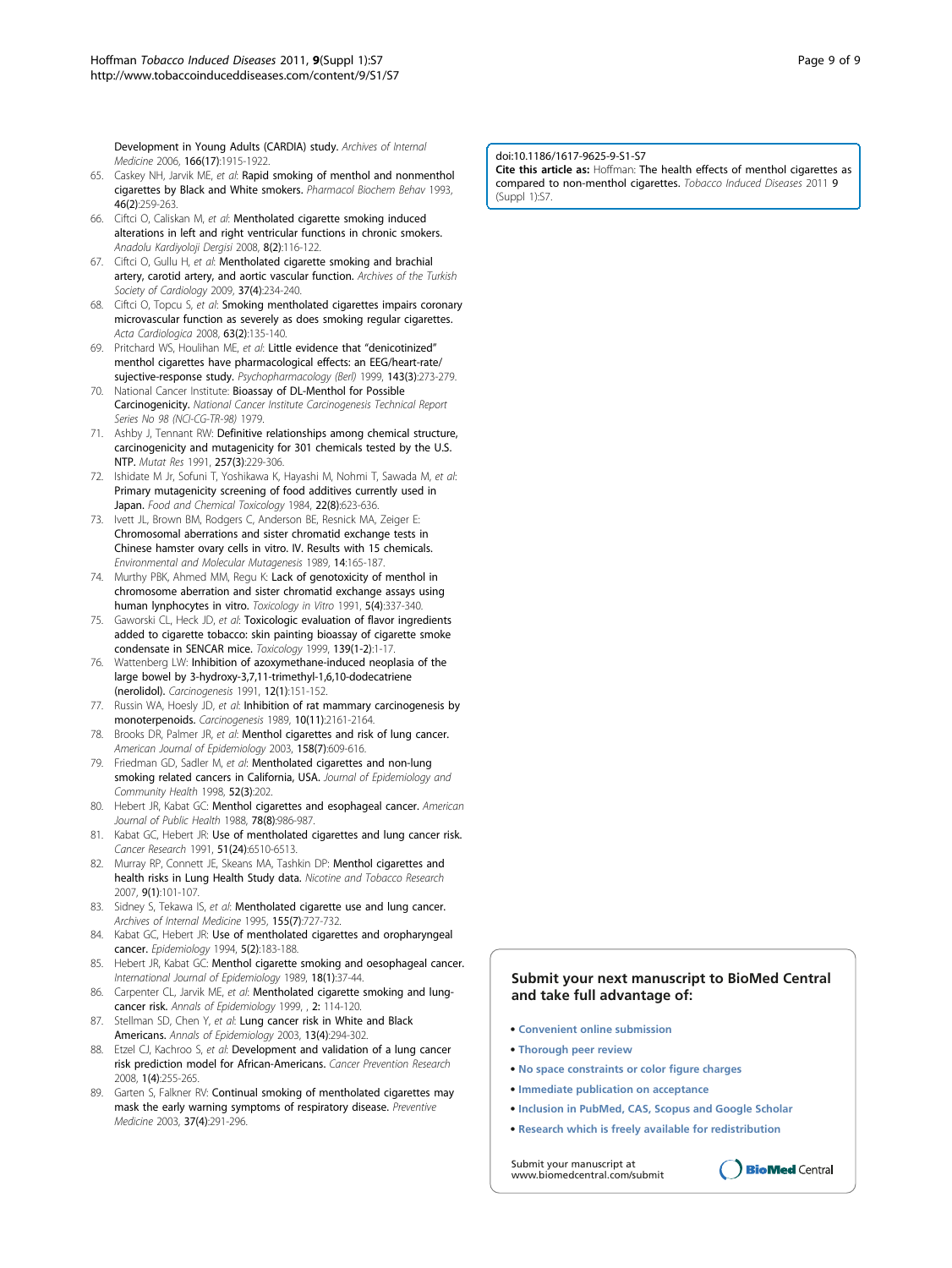Development in Young Adults (CARDIA) study. *Archives of Internal Medicine* 2006, **166(17)**:1915-1922.

65. Caskey NH, Jarvik ME, *et al*: Rapid smoking of menthol and nonmenthol cigarettes by Black and White smokers. *Pharmacol Biochem Behav* 1993, **46(2)**:259-263.
66. Ciftci O, Caliskan M, *et al*: Mentholated cigarette smoking induced alterations in left and right ventricular functions in chronic smokers. *Anadolu Kardiyoloji Dergisi* 2008, **8(2)**:116-122.
67. Ciftci O, Gullu H, *et al*: Mentholated cigarette smoking and brachial artery, carotid artery, and aortic vascular function. *Archives of the Turkish Society of Cardiology* 2009, **37(4)**:234-240.
68. Ciftci O, Topcu S, *et al*: Smoking mentholated cigarettes impairs coronary microvascular function as severely as does smoking regular cigarettes. *Acta Cardiologica* 2008, **63(2)**:135-140.
69. Pritchard WS, Houlihan ME, *et al*: Little evidence that "denicotinized" menthol cigarettes have pharmacological effects: an EEG/heart-rate/ sujective-response study. *Psychopharmacology (Berl)* 1999, **143(3)**:273-279.
70. National Cancer Institute: Bioassay of DL-Menthol for Possible Carcinogenicity. *National Cancer Institute Carcinogenesis Technical Report Series No 98 (NCI-CG-TR-98)* 1979.
71. Ashby J, Tennant RW: Definitive relationships among chemical structure, carcinogenicity and mutagenicity for 301 chemicals tested by the U.S. NTP. *Mutat Res* 1991, **257(3)**:229-306.
72. Ishidate M Jr, Sofuni T, Yoshikawa K, Hayashi M, Nohmi T, Sawada M, *et al*: Primary mutagenicity screening of food additives currently used in Japan. *Food and Chemical Toxicology* 1984, **22(8)**:623-636.
73. Ivett JL, Brown BM, Rodgers C, Anderson BE, Resnick MA, Zeiger E: Chromosomal aberrations and sister chromatid exchange tests in Chinese hamster ovary cells in vitro. IV. Results with 15 chemicals. *Environmental and Molecular Mutagenesis* 1989, **14**:165-187.
74. Murthy PBK, Ahmed MM, Regu K: Lack of genotoxicity of menthol in chromosome aberration and sister chromatid exchange assays using human lynphocytes in vitro. *Toxicology in Vitro* 1991, **5(4)**:337-340.
75. Gaworski CL, Heck JD, *et al*: Toxicologic evaluation of flavor ingredients added to cigarette tobacco: skin painting bioassay of cigarette smoke condensate in SENCAR mice. *Toxicology* 1999, 139(1-2):1-17.
76. Wattenberg LW: Inhibition of azoxymethane-induced neoplasia of the large bowel by 3-hydroxy-3,7,11-trimethyl-1,6,10-dodecatriene (nerolidol). *Carcinogenesis* 1991, 12(1):151-152.
77. Russin WA, Hoesly JD, *et al*: Inhibition of rat mammary carcinogenesis by monoterpenoids. *Carcinogenesis* 1989, 10(11):2161-2164.
78. Brooks DR, Palmer JR, *et al*: Menthol cigarettes and risk of lung cancer. *American Journal of Epidemiology* 2003, **158(7)**:609-616.
79. Friedman GD, Sadler M, *et al*: Mentholated cigarettes and non-lung smoking related cancers in California, USA. *Journal of Epidemiology and Community Health* 1998, **52(3)**:202.
80. Hebert JR, Kabat GC: Menthol cigarettes and esophageal cancer. *American Journal of Public Health* 1988, **78(8)**:986-987.
81. Kabat GC, Hebert JR: Use of mentholated cigarettes and lung cancer risk. *Cancer Research* 1991, **51(24)**:6510-6513.
82. Murray RP, Connett JE, Skeans MA, Tashkin DP: Menthol cigarettes and health risks in Lung Health Study data. *Nicotine and Tobacco Research* 2007, **9(1)**:101-107.
83. Sidney S, Tekawa IS, *et al*: Mentholated cigarette use and lung cancer. *Archives of Internal Medicine* 1995, **155(7)**:727-732.
84. Kabat GC, Hebert JR: Use of mentholated cigarettes and oropharyngeal cancer. *Epidemiology* 1994, **5(2)**:183-188.
85. Hebert JR, Kabat GC: Menthol cigarette smoking and oesophageal cancer. *International Journal of Epidemiology* 1989, **18(1)**:37-44.
86. Carpenter CL, Jarvik ME, *et al*: Mentholated cigarette smoking and lung-cancer risk. *Annals of Epidemiology* 1999, , 2: 114-120.
87. Stellman SD, Chen Y, *et al*: Lung cancer risk in White and Black Americans. *Annals of Epidemiology* 2003, **13(4)**:294-302.
88. Etzel CJ, Kachroo S, *et al*: Development and validation of a lung cancer risk prediction model for African-Americans. *Cancer Prevention Research* 2008, **1(4)**:255-265.
89. Garten S, Falkner RV: Continual smoking of mentholated cigarettes may mask the early warning symptoms of respiratory disease. *Preventive Medicine* 2003, **37(4)**:291-296.

doi:10.1186/1617-9625-9-S1-S7

**Cite this article as:** Hoffman: The health effects of menthol cigarettes as compared to non-menthol cigarettes. *Tobacco Induced Diseases* 2011 **9** (Suppl 1):S7.

**Submit your next manuscript to BioMed Central and take full advantage of:**

- **Convenient online submission**
- **Thorough peer review**
- **No space constraints or color figure charges**
- **Immediate publication on acceptance**
- **Inclusion in PubMed, CAS, Scopus and Google Scholar**
- **Research which is freely available for redistribution**

Submit your manuscript at www.biomedcentral.com/submit

BioMed Central